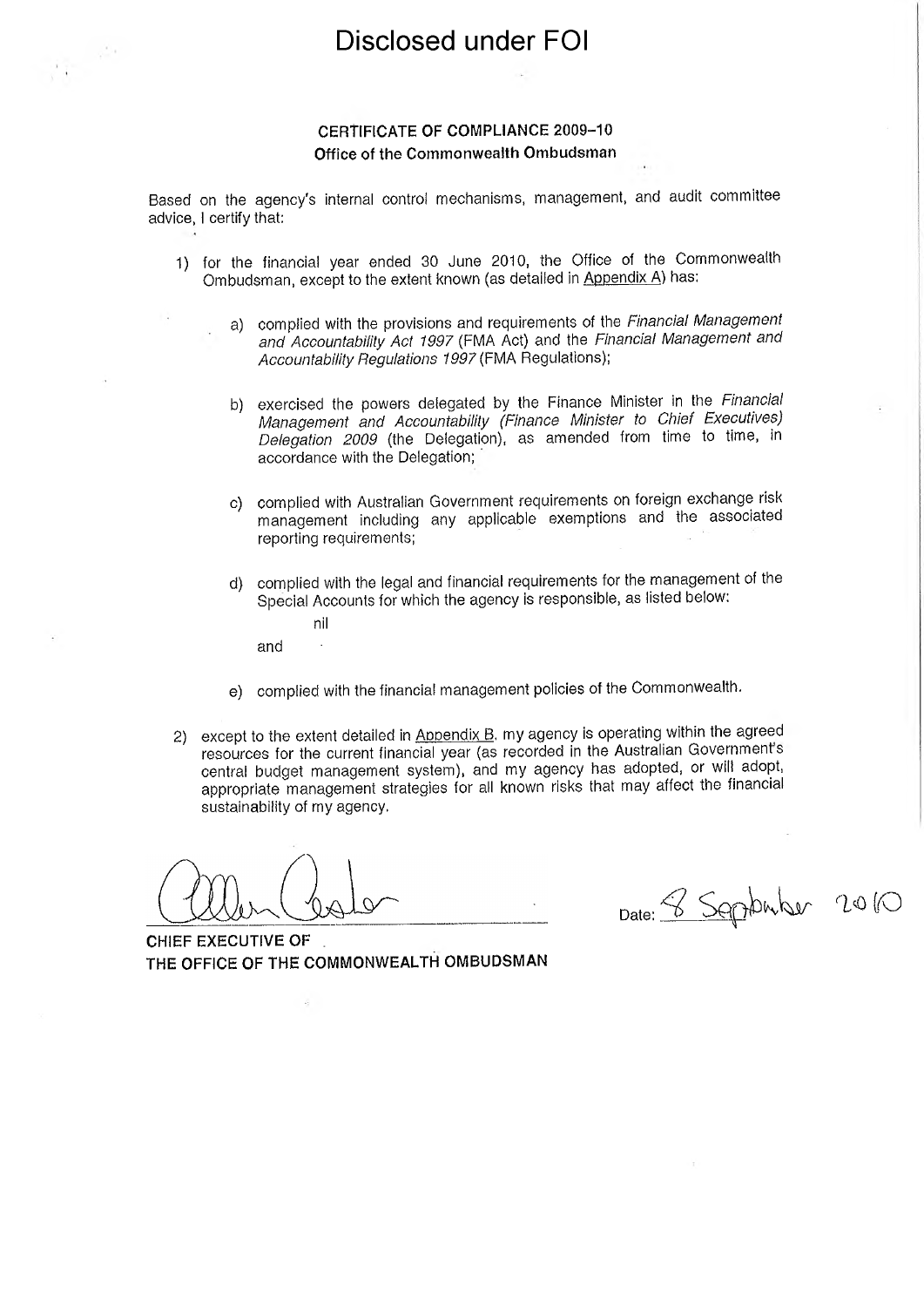Disclosed under FOI

## CERTIFICATE OF COMPLIANCE 2009–10

**Office of the Commonwealth Ombudsman**

Based on the agency's internal control mechanisms, management, and audit committee advice, I certify that:

1) for the financial year ended 30 June 2010, the Office of the Commonwealth Ombudsman, except to the extent known (as detailed in Appendix A) has:

   a) complied with the provisions and requirements of the *Financial Management and Accountability Act 1997* (FMA Act) and the *Financial Management and Accountability Regulations 1997* (FMA Regulations);

   b) exercised the powers delegated by the Finance Minister in the *Financial Management and Accountability (Finance Minister to Chief Executives) Delegation 2009* (the Delegation), as amended from time to time, in accordance with the Delegation;

   c) complied with Australian Government requirements on foreign exchange risk management including any applicable exemptions and the associated reporting requirements;

   d) complied with the legal and financial requirements for the management of the Special Accounts for which the agency is responsible, as listed below:

      nil

   and

   e) complied with the financial management policies of the Commonwealth.

2) except to the extent detailed in Appendix B, my agency is operating within the agreed resources for the current financial year (as recorded in the Australian Government's central budget management system), and my agency has adopted, or will adopt, appropriate management strategies for all known risks that may affect the financial sustainability of my agency.

CHIEF EXECUTIVE OF
THE OFFICE OF THE COMMONWEALTH OMBUDSMAN

Date: 8 September 2010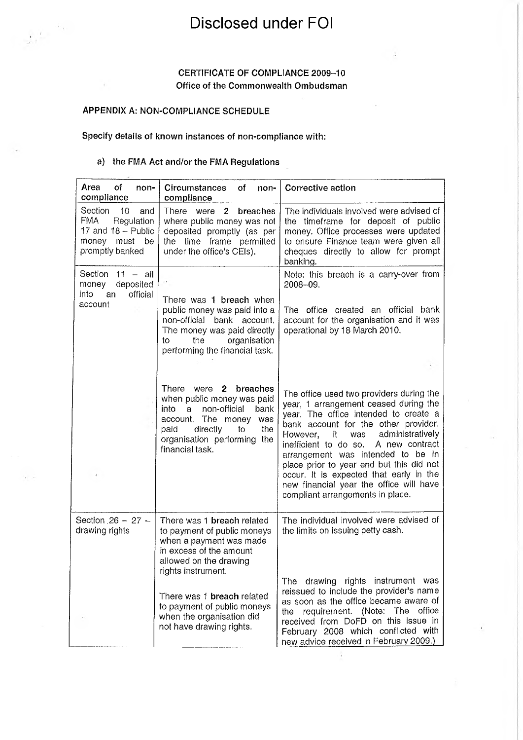# Disclosed under FOI

**CERTIFICATE OF COMPLIANCE 2009–10**
**Office of the Commonwealth Ombudsman**

**APPENDIX A: NON-COMPLIANCE SCHEDULE**

**Specify details of known instances of non-compliance with:**

a) **the FMA Act and/or the FMA Regulations**

| Area of non-compliance | Circumstances of non-compliance | Corrective action |
|---|---|---|
| Section 10 and FMA Regulation 17 and 18 – Public money must be promptly banked | There were 2 **breaches** where public money was not deposited promptly (as per the time frame permitted under the office's CEIs). | The individuals involved were advised of the timeframe for deposit of public money. Office processes were updated to ensure Finance team were given all cheques directly to allow for prompt banking. |
| Section 11 – all money deposited into an official account | There was 1 **breach** when public money was paid into a non-official bank account. The money was paid directly to the organisation performing the financial task. | Note: this breach is a carry-over from 2008–09. The office created an official bank account for the organisation and it was operational by 18 March 2010. |
| | There were 2 **breaches** when public money was paid into a non-official bank account. The money was paid directly to the organisation performing the financial task. | The office used two providers during the year, 1 arrangement ceased during the year. The office intended to create a bank account for the other provider. However, it was administratively inefficient to do so. A new contract arrangement was intended to be in place prior to year end but this did not occur. It is expected that early in the new financial year the office will have compliant arrangements in place. |
| Section 26 – 27 – drawing rights | There was 1 **breach** related to payment of public moneys when a payment was made in excess of the amount allowed on the drawing rights instrument. | The individual involved were advised of the limits on issuing petty cash. |
| | There was 1 **breach** related to payment of public moneys when the organisation did not have drawing rights. | The drawing rights instrument was reissued to include the provider's name as soon as the office became aware of the requirement. (Note: The office received from DoFD on this issue in February 2008 which conflicted with new advice received in February 2009.) |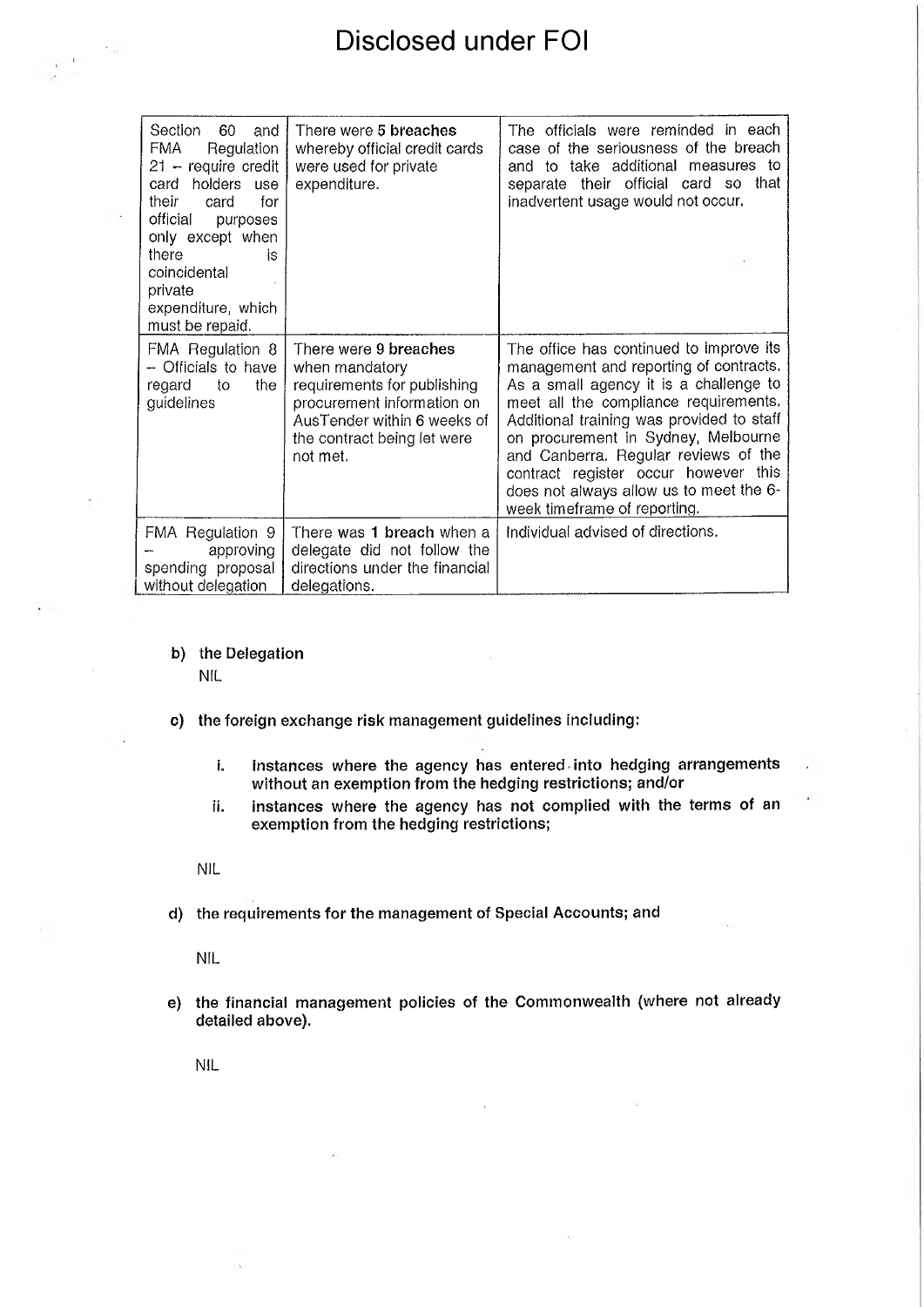Disclosed under FOI

| | | |
|---|---|---|
| Section 60 and FMA Regulation 21 – require credit card holders use their card for official purposes only except when there is coincidental private expenditure, which must be repaid. | There were **5 breaches** whereby official credit cards were used for private expenditure. | The officials were reminded in each case of the seriousness of the breach and to take additional measures to separate their official card so that inadvertent usage would not occur. |
| FMA Regulation 8 – Officials to have regard to the guidelines | There were **9 breaches** when mandatory requirements for publishing procurement information on AusTender within 6 weeks of the contract being let were not met. | The office has continued to improve its management and reporting of contracts. As a small agency it is a challenge to meet all the compliance requirements. Additional training was provided to staff on procurement in Sydney, Melbourne and Canberra. Regular reviews of the contract register occur however this does not always allow us to meet the 6-week timeframe of reporting. |
| FMA Regulation 9 – approving spending proposal without delegation | There was **1 breach** when a delegate did not follow the directions under the financial delegations. | Individual advised of directions. |

**b) the Delegation**

NIL

**c) the foreign exchange risk management guidelines including:**

**i. instances where the agency has entered into hedging arrangements without an exemption from the hedging restrictions; and/or**

**ii. instances where the agency has not complied with the terms of an exemption from the hedging restrictions;**

NIL

**d) the requirements for the management of Special Accounts; and**

NIL

**e) the financial management policies of the Commonwealth (where not already detailed above).**

NIL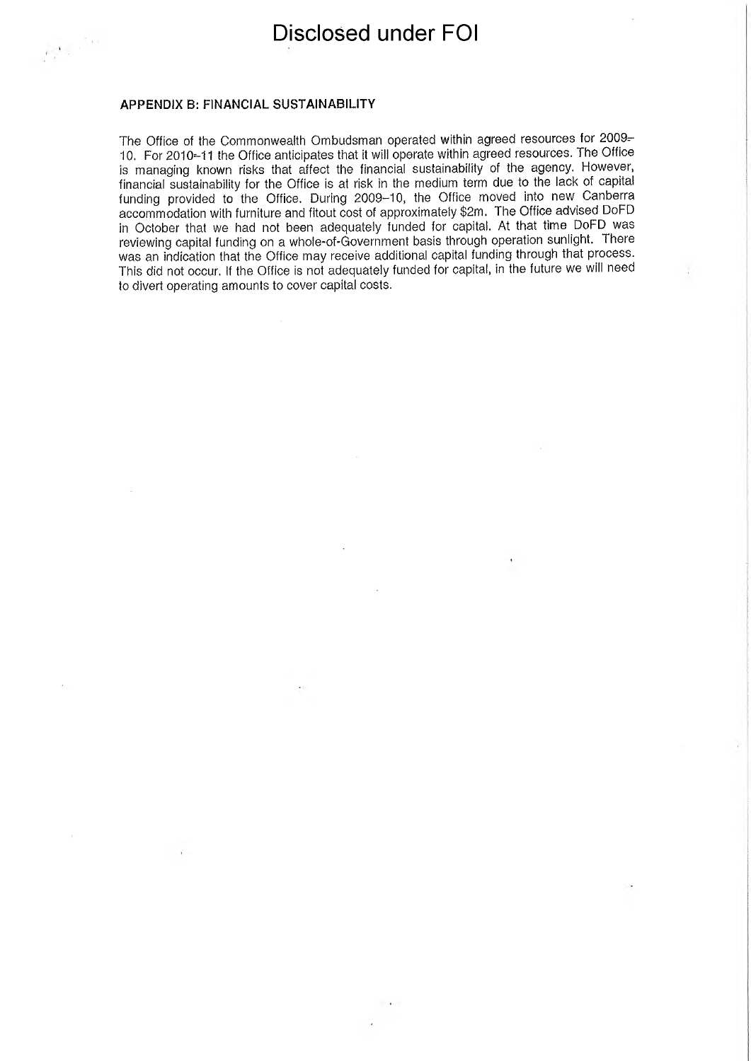Disclosed under FOI

#### APPENDIX B: FINANCIAL SUSTAINABILITY

The Office of the Commonwealth Ombudsman operated within agreed resources for 2009–10. For 2010–11 the Office anticipates that it will operate within agreed resources. The Office is managing known risks that affect the financial sustainability of the agency. However, financial sustainability for the Office is at risk in the medium term due to the lack of capital funding provided to the Office. During 2009–10, the Office moved into new Canberra accommodation with furniture and fitout cost of approximately $2m. The Office advised DoFD in October that we had not been adequately funded for capital. At that time DoFD was reviewing capital funding on a whole-of-Government basis through operation sunlight. There was an indication that the Office may receive additional capital funding through that process. This did not occur. If the Office is not adequately funded for capital, in the future we will need to divert operating amounts to cover capital costs.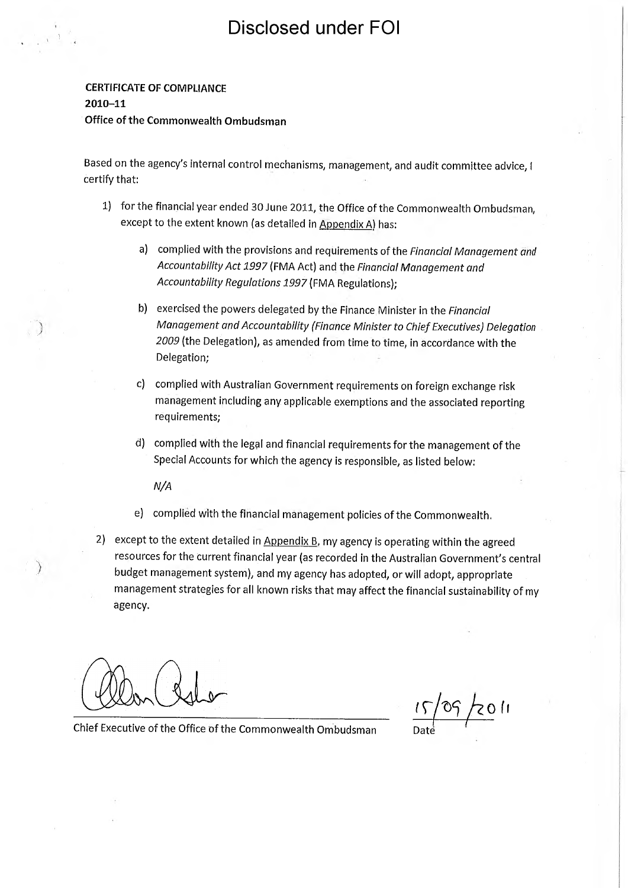Disclosed under FOI

**CERTIFICATE OF COMPLIANCE**
**2010–11**
**Office of the Commonwealth Ombudsman**

Based on the agency's internal control mechanisms, management, and audit committee advice, I certify that:

1) for the financial year ended 30 June 2011, the Office of the Commonwealth Ombudsman, except to the extent known (as detailed in Appendix A) has:

   a) complied with the provisions and requirements of the *Financial Management and Accountability Act 1997* (FMA Act) and the *Financial Management and Accountability Regulations 1997* (FMA Regulations);

   b) exercised the powers delegated by the Finance Minister in the *Financial Management and Accountability (Finance Minister to Chief Executives) Delegation 2009* (the Delegation), as amended from time to time, in accordance with the Delegation;

   c) complied with Australian Government requirements on foreign exchange risk management including any applicable exemptions and the associated reporting requirements;

   d) complied with the legal and financial requirements for the management of the Special Accounts for which the agency is responsible, as listed below:

      *N/A*

   e) complied with the financial management policies of the Commonwealth.

2) except to the extent detailed in Appendix B, my agency is operating within the agreed resources for the current financial year (as recorded in the Australian Government's central budget management system), and my agency has adopted, or will adopt, appropriate management strategies for all known risks that may affect the financial sustainability of my agency.

[Signature]

Chief Executive of the Office of the Commonwealth Ombudsman

15/09/2011
Date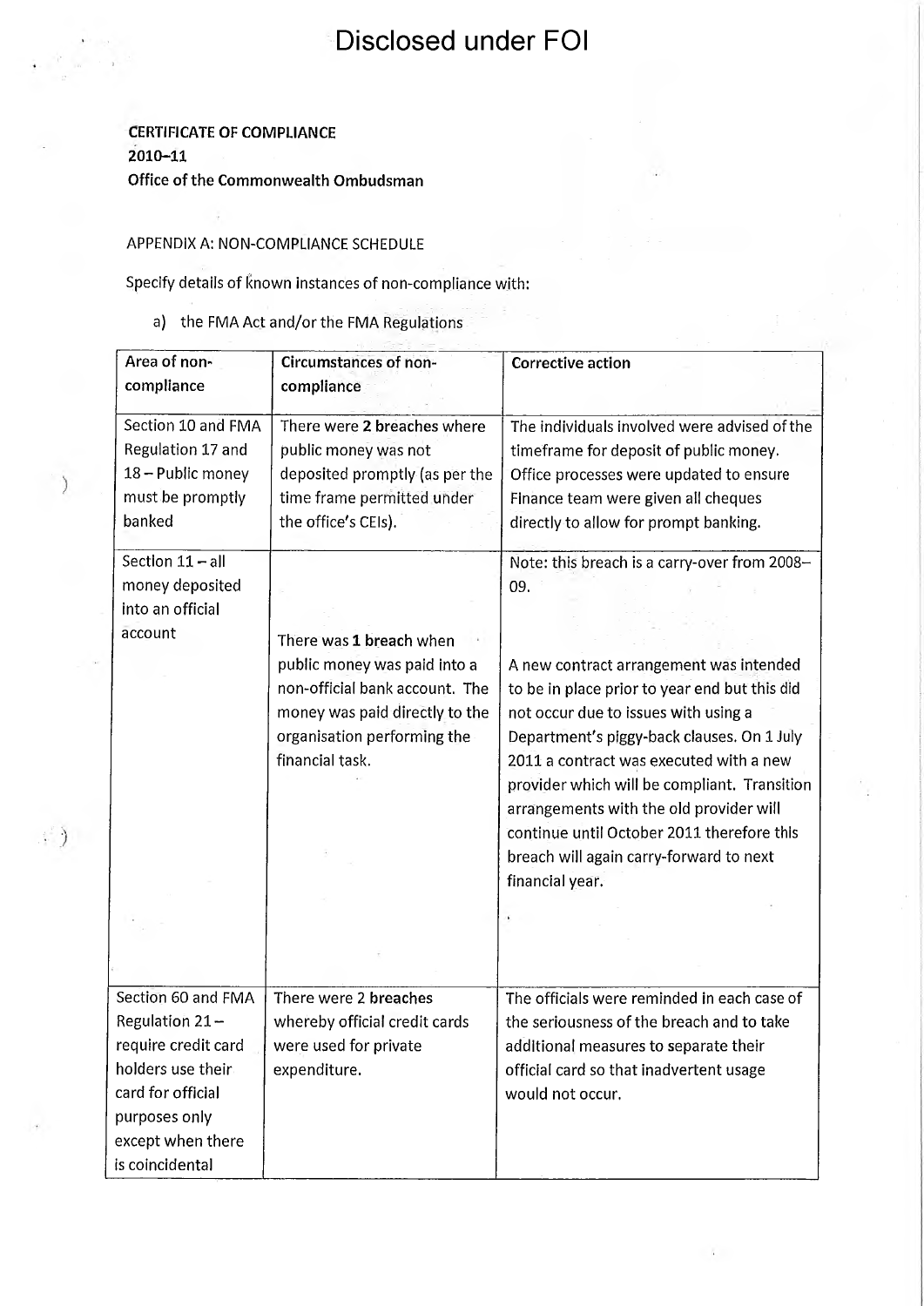# Disclosed under FOI

**CERTIFICATE OF COMPLIANCE**
**2010–11**
**Office of the Commonwealth Ombudsman**

APPENDIX A: NON-COMPLIANCE SCHEDULE

Specify details of known instances of non-compliance with:

a) the FMA Act and/or the FMA Regulations

| Area of non-compliance | Circumstances of non-compliance | Corrective action |
|---|---|---|
| Section 10 and FMA Regulation 17 and 18 – Public money must be promptly banked | There were **2 breaches** where public money was not deposited promptly (as per the time frame permitted under the office's CEIs). | The individuals involved were advised of the timeframe for deposit of public money. Office processes were updated to ensure Finance team were given all cheques directly to allow for prompt banking. |
| Section 11 – all money deposited into an official account | There was **1 breach** when public money was paid into a non-official bank account. The money was paid directly to the organisation performing the financial task. | Note: this breach is a carry-over from 2008–09. A new contract arrangement was intended to be in place prior to year end but this did not occur due to issues with using a Department's piggy-back clauses. On 1 July 2011 a contract was executed with a new provider which will be compliant. Transition arrangements with the old provider will continue until October 2011 therefore this breach will again carry-forward to next financial year. |
| Section 60 and FMA Regulation 21 – require credit card holders use their card for official purposes only except when there is coincidental | There were 2 **breaches** whereby official credit cards were used for private expenditure. | The officials were reminded in each case of the seriousness of the breach and to take additional measures to separate their official card so that inadvertent usage would not occur. |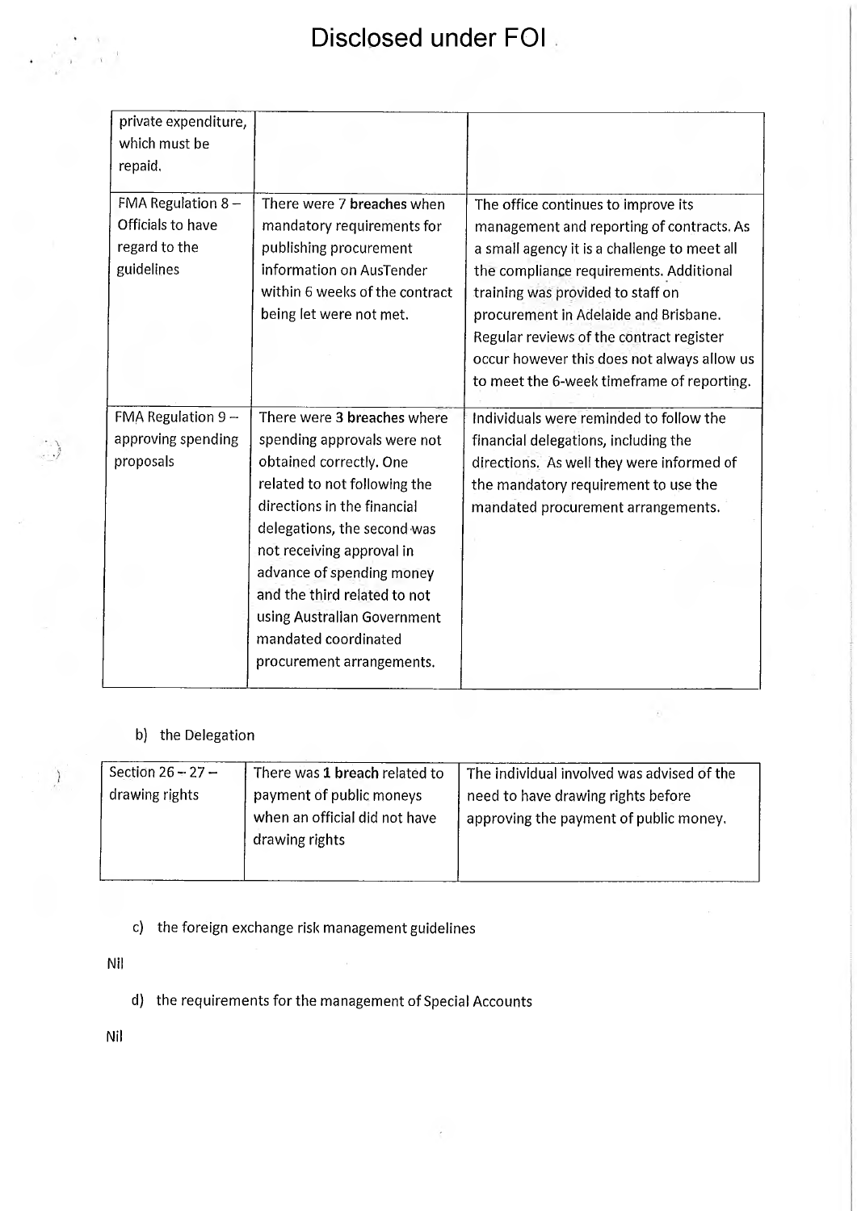Disclosed under FOI

| | | |
|---|---|---|
| private expenditure, which must be repaid. | | |
| FMA Regulation 8 – Officials to have regard to the guidelines | There were 7 **breaches** when mandatory requirements for publishing procurement information on AusTender within 6 weeks of the contract being let were not met. | The office continues to improve its management and reporting of contracts. As a small agency it is a challenge to meet all the compliance requirements. Additional training was provided to staff on procurement in Adelaide and Brisbane. Regular reviews of the contract register occur however this does not always allow us to meet the 6-week timeframe of reporting. |
| FMA Regulation 9 – approving spending proposals | There were 3 **breaches** where spending approvals were not obtained correctly. One related to not following the directions in the financial delegations, the second was not receiving approval in advance of spending money and the third related to not using Australian Government mandated coordinated procurement arrangements. | Individuals were reminded to follow the financial delegations, including the directions. As well they were informed of the mandatory requirement to use the mandated procurement arrangements. |

b) the Delegation

| | | |
|---|---|---|
| Section 26 – 27 – drawing rights | There was 1 **breach** related to payment of public moneys when an official did not have drawing rights | The individual involved was advised of the need to have drawing rights before approving the payment of public money. |

c) the foreign exchange risk management guidelines

Nil

d) the requirements for the management of Special Accounts

Nil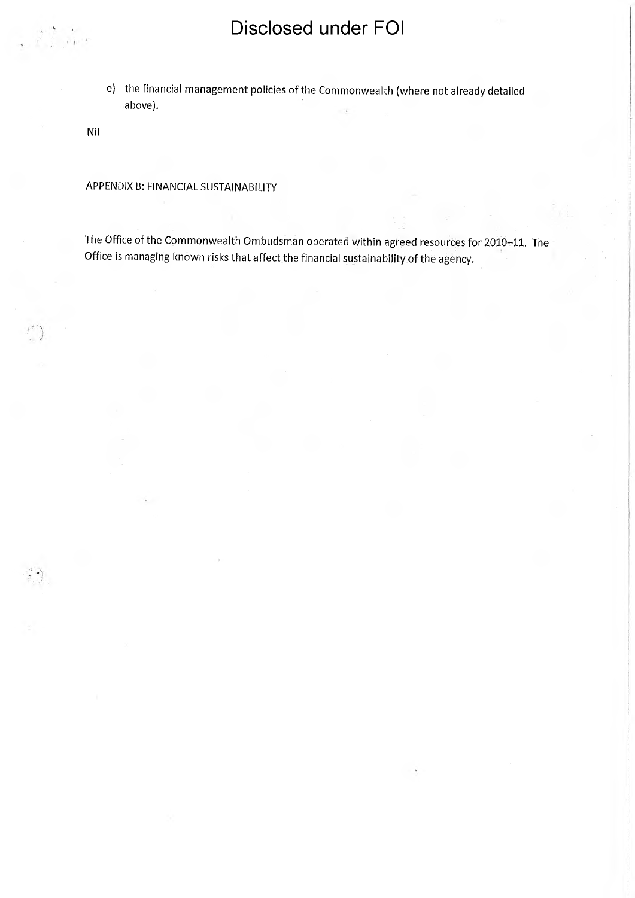e) the financial management policies of the Commonwealth (where not already detailed above).

Nil

APPENDIX B: FINANCIAL SUSTAINABILITY

The Office of the Commonwealth Ombudsman operated within agreed resources for 2010–11. The Office is managing known risks that affect the financial sustainability of the agency.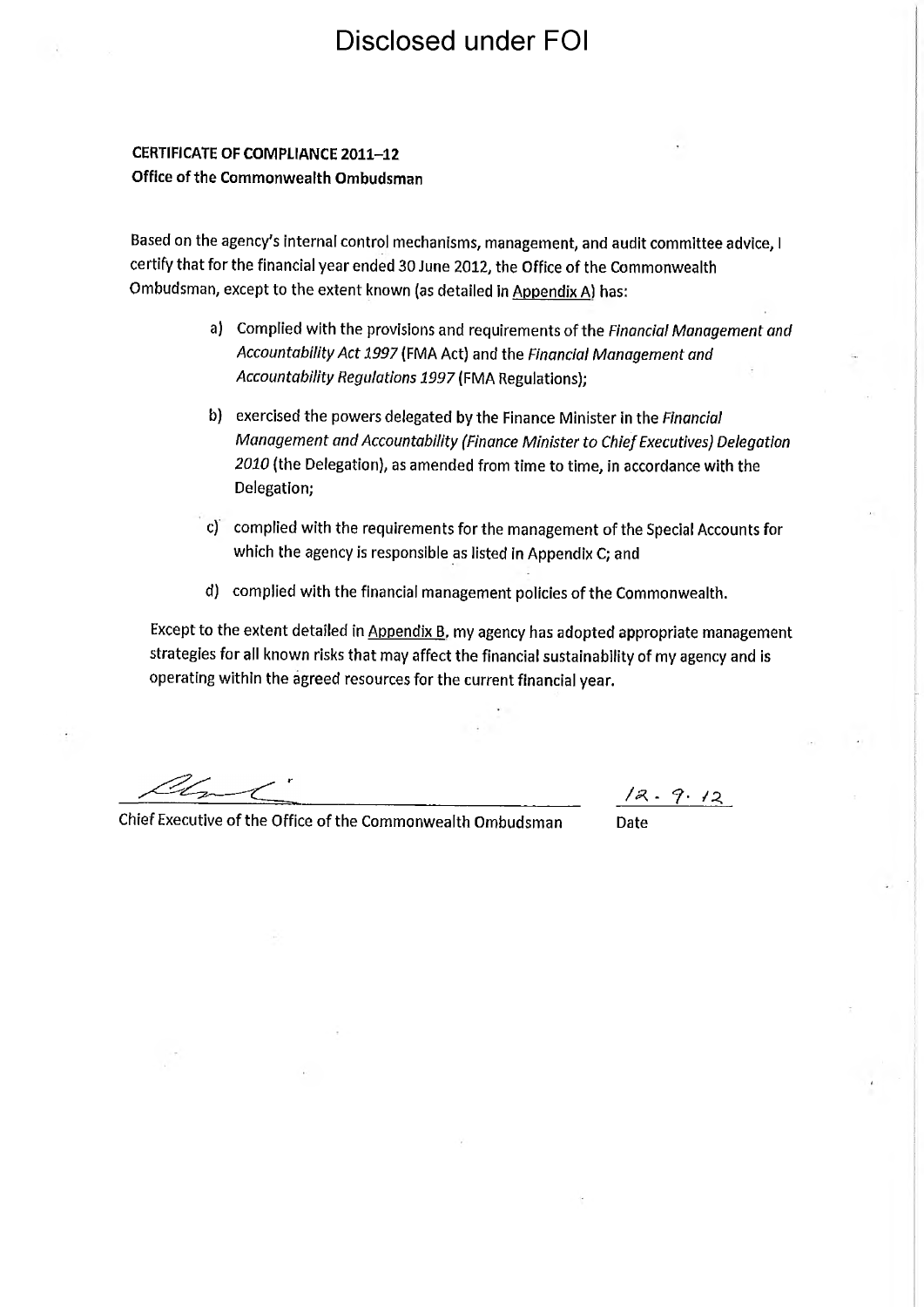Disclosed under FOI

**CERTIFICATE OF COMPLIANCE 2011–12**
**Office of the Commonwealth Ombudsman**

Based on the agency's internal control mechanisms, management, and audit committee advice, I certify that for the financial year ended 30 June 2012, the Office of the Commonwealth Ombudsman, except to the extent known (as detailed in Appendix A) has:

a) Complied with the provisions and requirements of the *Financial Management and Accountability Act 1997* (FMA Act) and the *Financial Management and Accountability Regulations 1997* (FMA Regulations);

b) exercised the powers delegated by the Finance Minister in the *Financial Management and Accountability (Finance Minister to Chief Executives) Delegation 2010* (the Delegation), as amended from time to time, in accordance with the Delegation;

c) complied with the requirements for the management of the Special Accounts for which the agency is responsible as listed in Appendix C; and

d) complied with the financial management policies of the Commonwealth.

Except to the extent detailed in Appendix B, my agency has adopted appropriate management strategies for all known risks that may affect the financial sustainability of my agency and is operating within the agreed resources for the current financial year.

Chief Executive of the Office of the Commonwealth Ombudsman

12. 9. 12
Date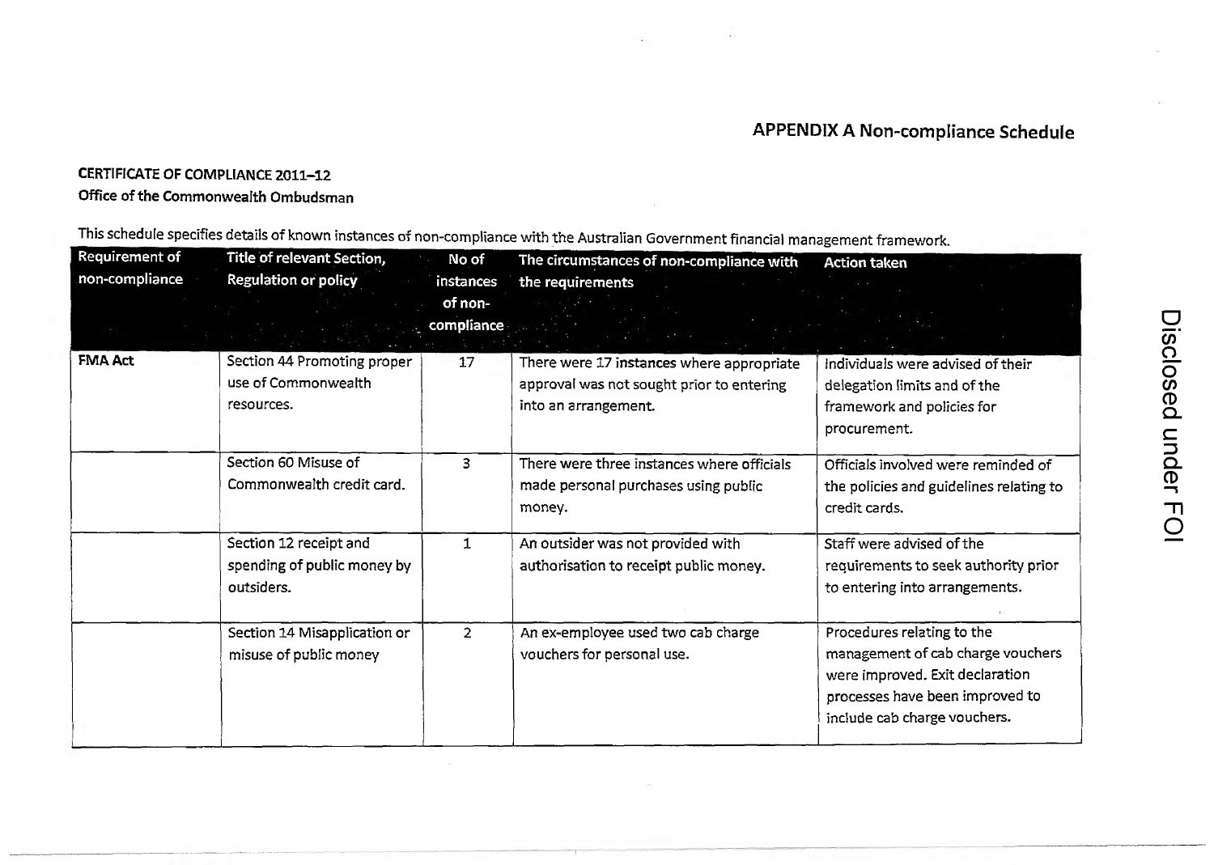## APPENDIX A Non-compliance Schedule

**CERTIFICATE OF COMPLIANCE 2011–12**
**Office of the Commonwealth Ombudsman**

This schedule specifies details of known instances of non-compliance with the Australian Government financial management framework.

| Requirement of non-compliance | Title of relevant Section, Regulation or policy | No of instances of non-compliance | The circumstances of non-compliance with the requirements | Action taken |
|---|---|---|---|---|
| **FMA Act** | Section 44 Promoting proper use of Commonwealth resources. | 17 | There were 17 instances where appropriate approval was not sought prior to entering into an arrangement. | Individuals were advised of their delegation limits and of the framework and policies for procurement. |
| | Section 60 Misuse of Commonwealth credit card. | 3 | There were three instances where officials made personal purchases using public money. | Officials involved were reminded of the policies and guidelines relating to credit cards. |
| | Section 12 receipt and spending of public money by outsiders. | 1 | An outsider was not provided with authorisation to receipt public money. | Staff were advised of the requirements to seek authority prior to entering into arrangements. |
| | Section 14 Misapplication or misuse of public money | 2 | An ex-employee used two cab charge vouchers for personal use. | Procedures relating to the management of cab charge vouchers were improved. Exit declaration processes have been improved to include cab charge vouchers. |

Disclosed under FOI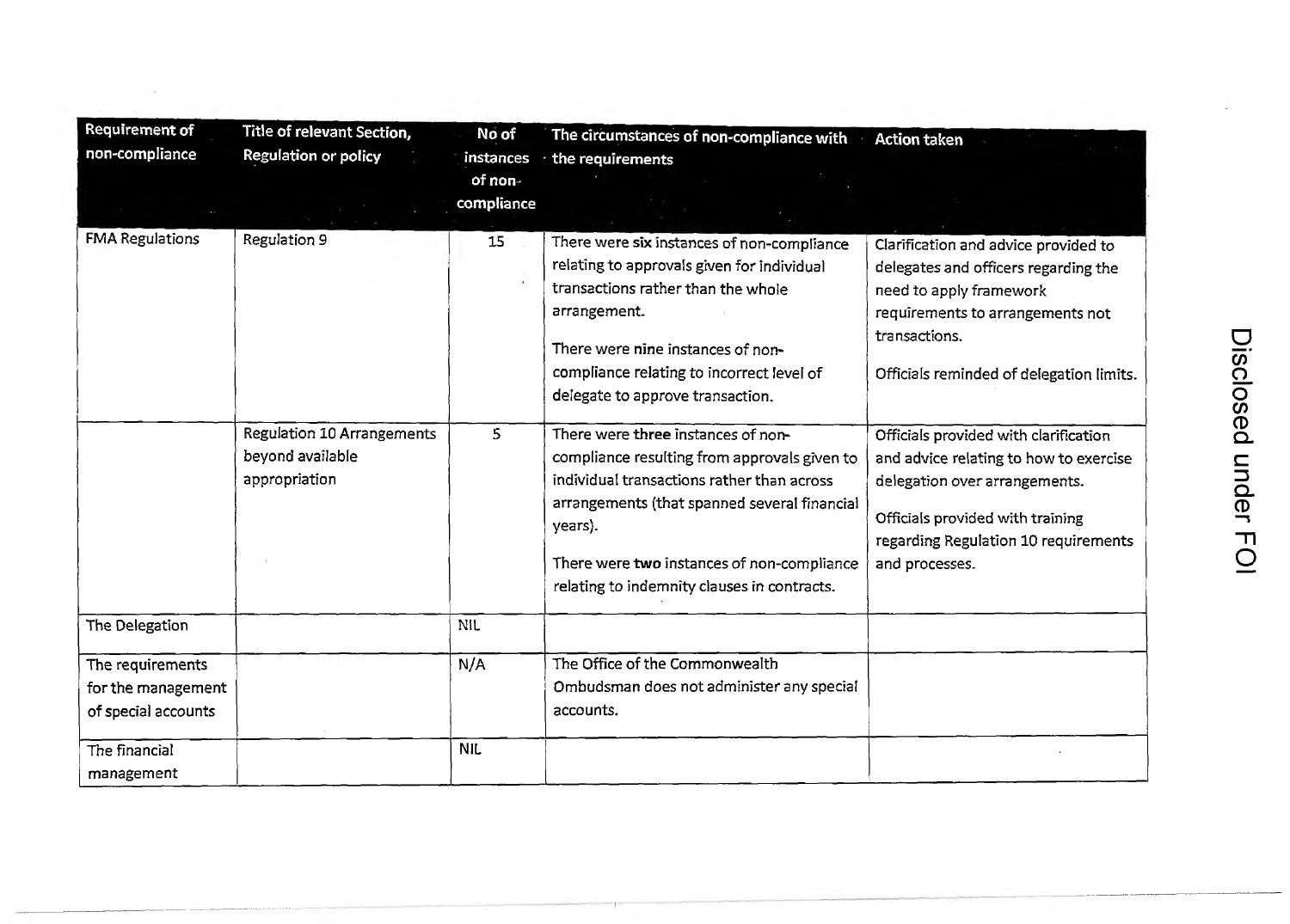| Requirement of non-compliance | Title of relevant Section, Regulation or policy | No of instances of non-compliance | The circumstances of non-compliance with the requirements | Action taken |
|---|---|---|---|---|
| FMA Regulations | Regulation 9 | 15 | There were six instances of non-compliance relating to approvals given for individual transactions rather than the whole arrangement.<br><br>There were nine instances of non-compliance relating to incorrect level of delegate to approve transaction. | Clarification and advice provided to delegates and officers regarding the need to apply framework requirements to arrangements not transactions.<br><br>Officials reminded of delegation limits. |
| | Regulation 10 Arrangements beyond available appropriation | 5 | There were three instances of non-compliance resulting from approvals given to individual transactions rather than across arrangements (that spanned several financial years).<br><br>There were two instances of non-compliance relating to indemnity clauses in contracts. | Officials provided with clarification and advice relating to how to exercise delegation over arrangements.<br><br>Officials provided with training regarding Regulation 10 requirements and processes. |
| The Delegation | | NIL | | |
| The requirements for the management of special accounts | | N/A | The Office of the Commonwealth Ombudsman does not administer any special accounts. | |
| The financial management | | NIL | | |

Disclosed under FOI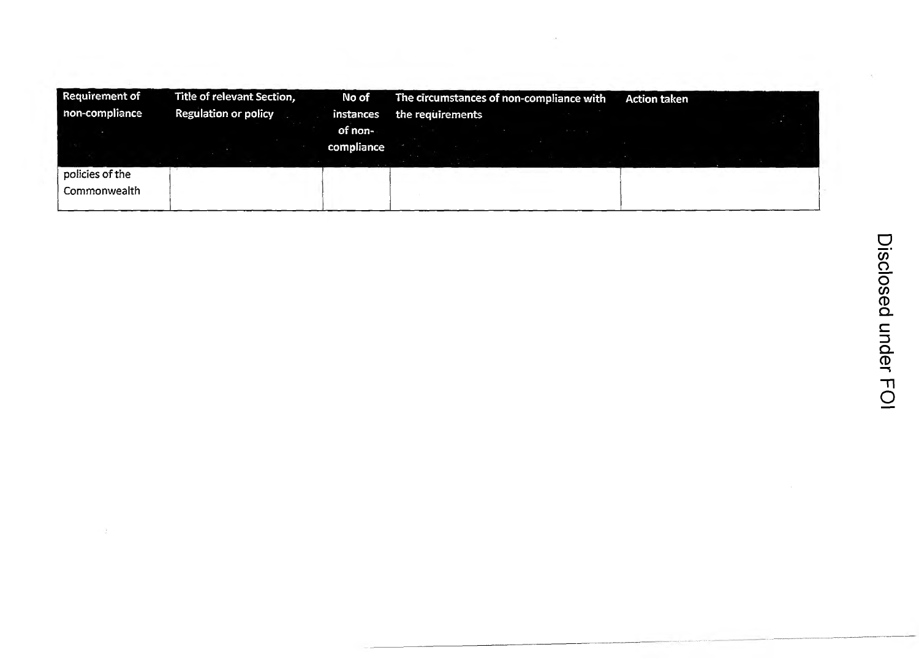| Requirement of non-compliance | Title of relevant Section, Regulation or policy | No of instances of non-compliance | The circumstances of non-compliance with the requirements | Action taken |
|---|---|---|---|---|
| policies of the Commonwealth | | | | |

Disclosed under FOI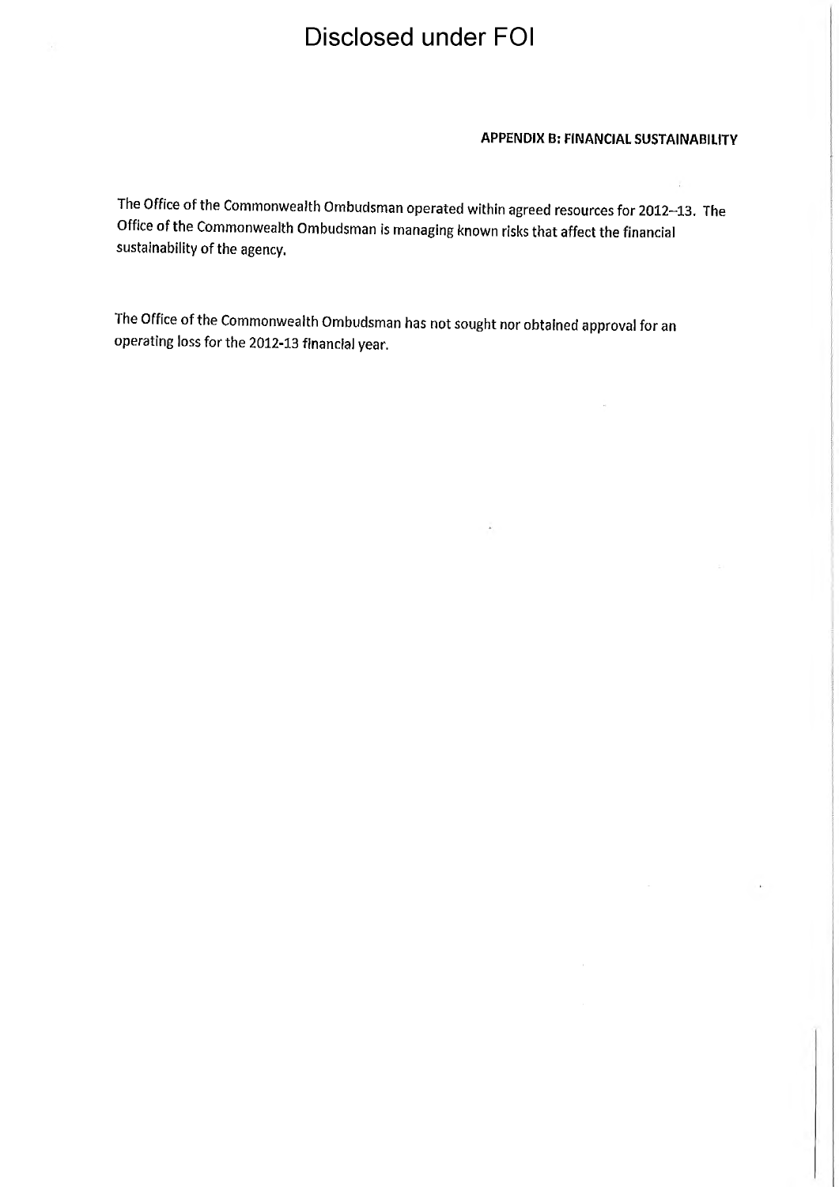# Disclosed under FOI

**APPENDIX B: FINANCIAL SUSTAINABILITY**

The Office of the Commonwealth Ombudsman operated within agreed resources for 2012–13. The Office of the Commonwealth Ombudsman is managing known risks that affect the financial sustainability of the agency.

The Office of the Commonwealth Ombudsman has not sought nor obtained approval for an operating loss for the 2012-13 financial year.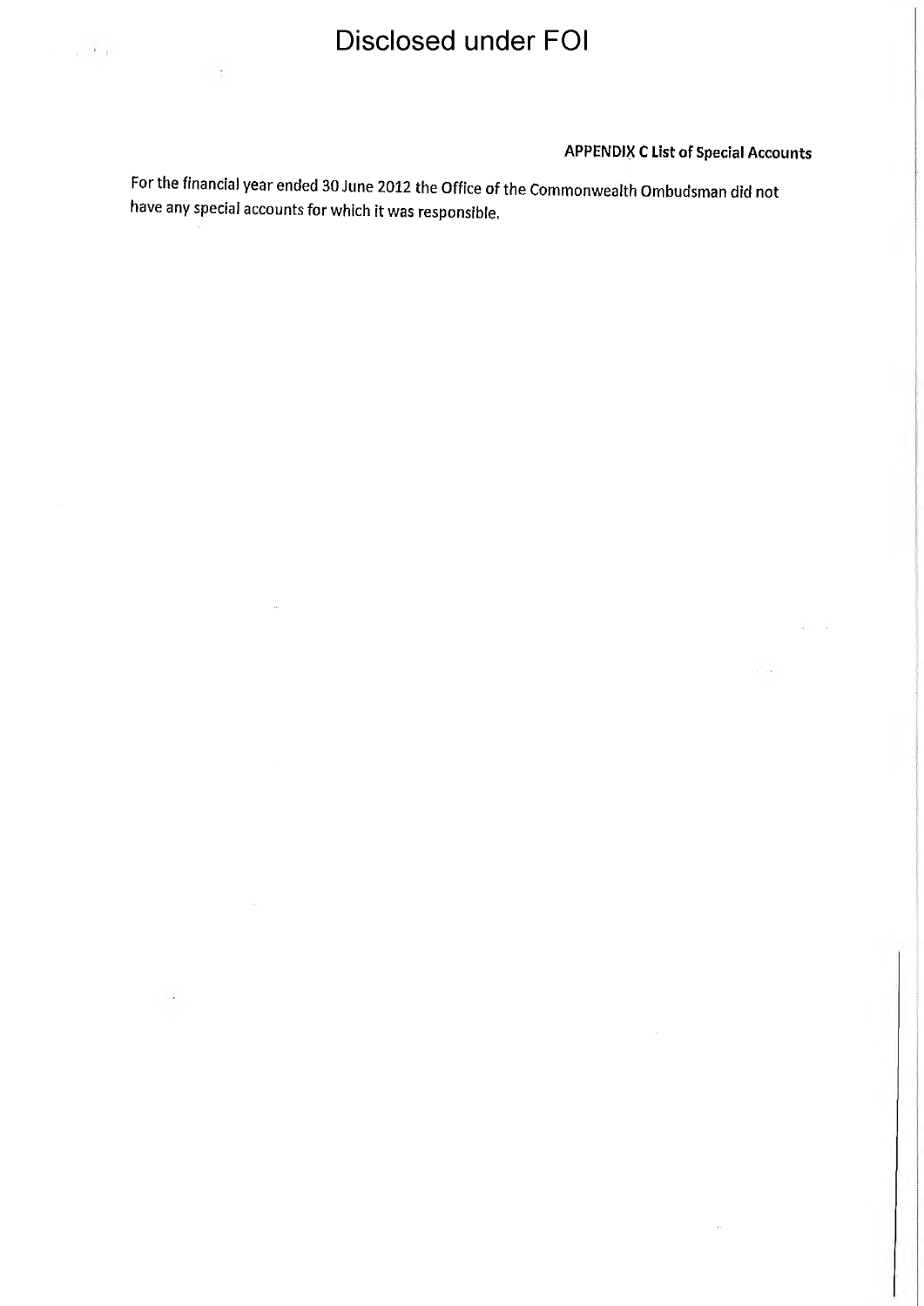Disclosed under FOI

**APPENDIX C List of Special Accounts**

For the financial year ended 30 June 2012 the Office of the Commonwealth Ombudsman did not have any special accounts for which it was responsible.